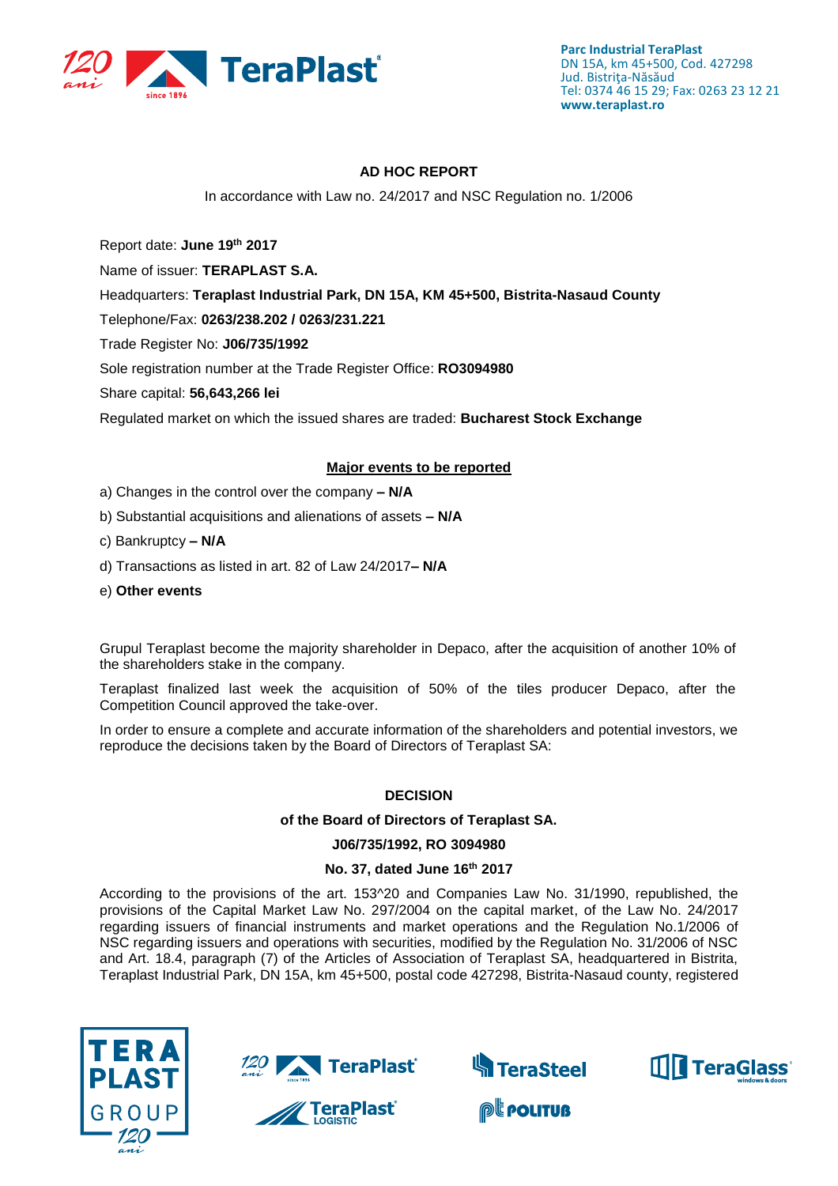## AD HOC REPORT

In accordance with Law no. 24/2017 and NSC Regulation no. 1/2006

Report date: **June 19th 2017**

Name of issuer: **TERAPLAST S.A.**

Headquarters: **Teraplast Industrial Park, DN 15A, KM 45+500, Bistrita-Nasaud County**

Telephone/Fax: **0263/238.202 / 0263/231.221**

Trade Register No: **J06/735/1992**

Sole registration number at the Trade Register Office: **RO3094980**

Share capital: **56,643,266 lei**

Regulated market on which the issued shares are traded: **Bucharest Stock Exchange**

### Major events to be reported

a) Changes in the control over the company **– N/A**

b) Substantial acquisitions and alienations of assets **– N/A**

c) Bankruptcy **– N/A**

d) Transactions as listed in art. 82 of Law 24/2017**– N/A**

e) **Other events**

Grupul Teraplast become the majority shareholder in Depaco, after the acquisition of another 10% of the shareholders stake in the company.

Teraplast finalized last week the acquisition of 50% of the tiles producer Depaco, after the Competition Council approved the take-over.

In order to ensure a complete and accurate information of the shareholders and potential investors, we reproduce the decisions taken by the Board of Directors of Teraplast SA:

**DECISION**

**of the Board of Directors of Teraplast SA.**

**J06/735/1992, RO 3094980**

**No. 37, dated June 16th 2017**

According to the provisions of the art. 153^20 and Companies Law No. 31/1990, republished, the provisions of the Capital Market Law No. 297/2004 on the capital market, of the Law No. 24/2017 regarding issuers of financial instruments and market operations and the Regulation No.1/2006 of NSC regarding issuers and operations with securities, modified by the Regulation No. 31/2006 of NSC and Art. 18.4, paragraph (7) of the Articles of Association of Teraplast SA, headquartered in Bistrita, Teraplast Industrial Park, DN 15A, km 45+500, postal code 427298, Bistrita-Nasaud county, registered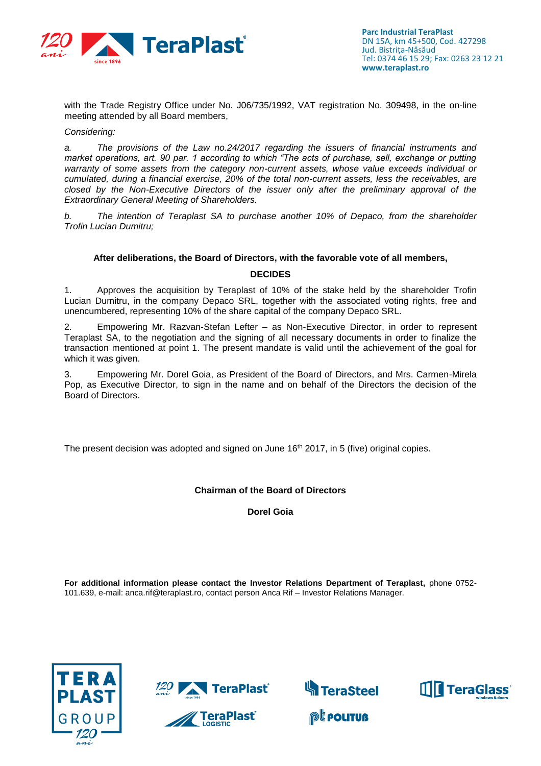with the Trade Registry Office under No. J06/735/1992, VAT registration No. 309498, in the on-line meeting attended by all Board members,

*Considering:*

*a. The provisions of the Law no.24/2017 regarding the issuers of financial instruments and market operations, art. 90 par. 1 according to which "The acts of purchase, sell, exchange or putting warranty of some assets from the category non-current assets, whose value exceeds individual or cumulated, during a financial exercise, 20% of the total non-current assets, less the receivables, are closed by the Non-Executive Directors of the issuer only after the preliminary approval of the Extraordinary General Meeting of Shareholders.*

*b. The intention of Teraplast SA to purchase another 10% of Depaco, from the shareholder Trofin Lucian Dumitru;*

**After deliberations, the Board of Directors, with the favorable vote of all members,**

**DECIDES**

1. Approves the acquisition by Teraplast of 10% of the stake held by the shareholder Trofin Lucian Dumitru, in the company Depaco SRL, together with the associated voting rights, free and unencumbered, representing 10% of the share capital of the company Depaco SRL.

2. Empowering Mr. Razvan-Stefan Lefter – as Non-Executive Director, in order to represent Teraplast SA, to the negotiation and the signing of all necessary documents in order to finalize the transaction mentioned at point 1. The present mandate is valid until the achievement of the goal for which it was given.

3. Empowering Mr. Dorel Goia, as President of the Board of Directors, and Mrs. Carmen-Mirela Pop, as Executive Director, to sign in the name and on behalf of the Directors the decision of the Board of Directors.

The present decision was adopted and signed on June 16th 2017, in 5 (five) original copies.

**Chairman of the Board of Directors**

**Dorel Goia**

**For additional information please contact the Investor Relations Department of Teraplast,** phone 0752-101.639, e-mail: anca.rif@teraplast.ro, contact person Anca Rif – Investor Relations Manager.